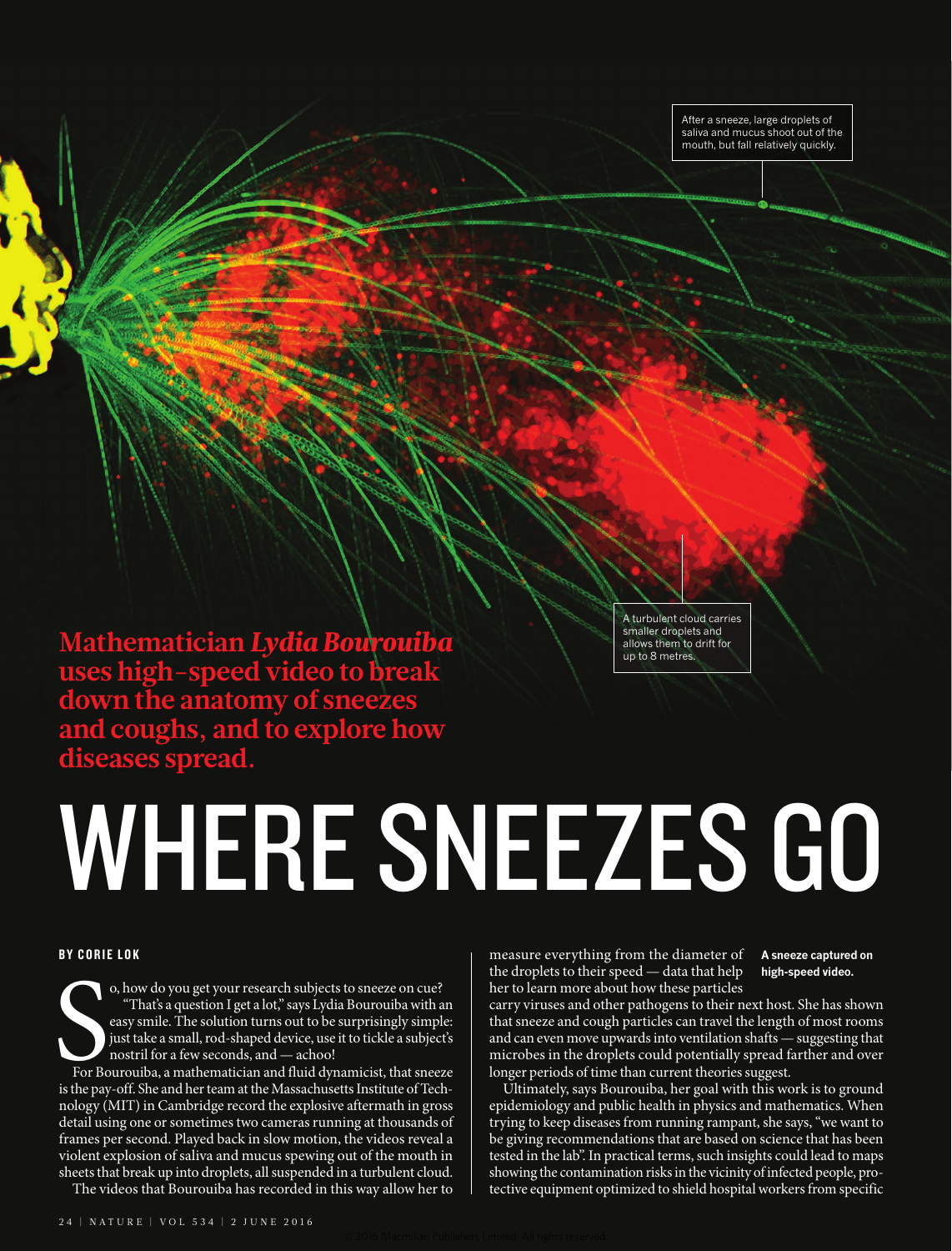After a sneeze, large droplets of saliva and mucus shoot out of the mouth, but fall relatively quickly.

A turbulent cloud carries smaller droplets and allows them to drift for up to 8 metres.

**Mathematician *Lydia Bourouiba* uses high-speed video to break down the anatomy of sneezes and coughs, and to explore how diseases spread.**

# WHERE SNEEZES GO

**BY CORIE LOK**

So, how do you get your research subjects to sneeze on cue? "That's a question I get a lot," says Lydia Bourouiba with an easy smile. The solution turns out to be surprisingly simple: just take a small, rod-shaped device, use it to tickle a subject's nostril for a few seconds, and — achoo!

For Bourouiba, a mathematician and fluid dynamicist, that sneeze is the pay-off. She and her team at the Massachusetts Institute of Technology (MIT) in Cambridge record the explosive aftermath in gross detail using one or sometimes two cameras running at thousands of frames per second. Played back in slow motion, the videos reveal a violent explosion of saliva and mucus spewing out of the mouth in sheets that break up into droplets, all suspended in a turbulent cloud.

The videos that Bourouiba has recorded in this way allow her to measure everything from the diameter of the droplets to their speed — data that help her to learn more about how these particles carry viruses and other pathogens to their next host. She has shown that sneeze and cough particles can travel the length of most rooms and can even move upwards into ventilation shafts — suggesting that microbes in the droplets could potentially spread farther and over longer periods of time than current theories suggest.

**A sneeze captured on high-speed video.**

Ultimately, says Bourouiba, her goal with this work is to ground epidemiology and public health in physics and mathematics. When trying to keep diseases from running rampant, she says, "we want to be giving recommendations that are based on science that has been tested in the lab". In practical terms, such insights could lead to maps showing the contamination risks in the vicinity of infected people, protective equipment optimized to shield hospital workers from specific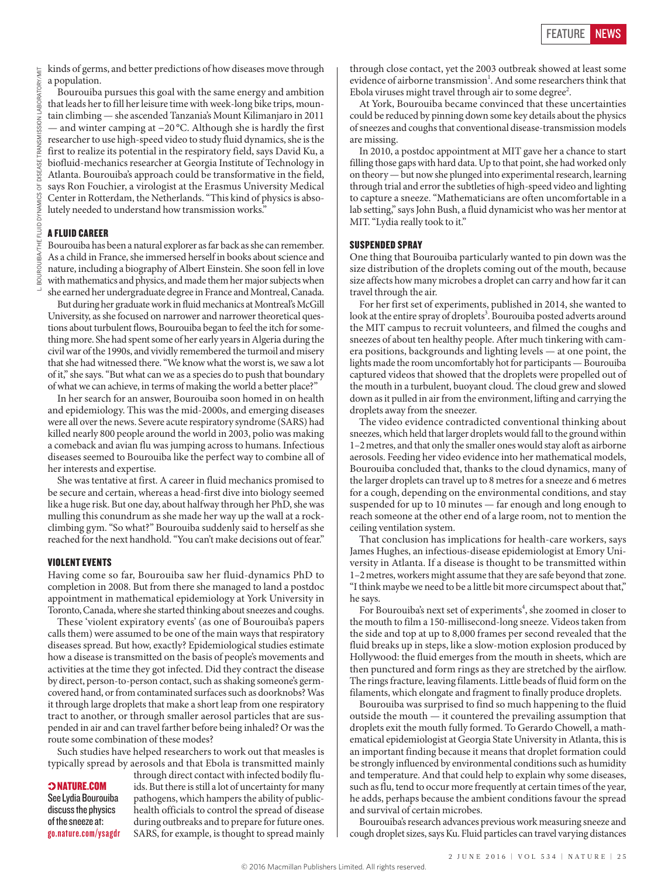kinds of germs, and better predictions of how diseases move through a population.

Bourouiba pursues this goal with the same energy and ambition that leads her to fill her leisure time with week-long bike trips, mountain climbing — she ascended Tanzania's Mount Kilimanjaro in 2011 — and winter camping at −20 °C. Although she is hardly the first researcher to use high-speed video to study fluid dynamics, she is the first to realize its potential in the respiratory field, says David Ku, a biofluid-mechanics researcher at Georgia Institute of Technology in Atlanta. Bourouiba's approach could be transformative in the field, says Ron Fouchier, a virologist at the Erasmus University Medical Center in Rotterdam, the Netherlands. "This kind of physics is absolutely needed to understand how transmission works."

### A FLUID CAREER

Bourouiba has been a natural explorer as far back as she can remember. As a child in France, she immersed herself in books about science and nature, including a biography of Albert Einstein. She soon fell in love with mathematics and physics, and made them her major subjects when she earned her undergraduate degree in France and Montreal, Canada.

But during her graduate work in fluid mechanics at Montreal's McGill University, as she focused on narrower and narrower theoretical questions about turbulent flows, Bourouiba began to feel the itch for something more. She had spent some of her early years in Algeria during the civil war of the 1990s, and vividly remembered the turmoil and misery that she had witnessed there. "We know what the worst is, we saw a lot of it," she says. "But what can we as a species do to push that boundary of what we can achieve, in terms of making the world a better place?"

In her search for an answer, Bourouiba soon homed in on health and epidemiology. This was the mid-2000s, and emerging diseases were all over the news. Severe acute respiratory syndrome (SARS) had killed nearly 800 people around the world in 2003, polio was making a comeback and avian flu was jumping across to humans. Infectious diseases seemed to Bourouiba like the perfect way to combine all of her interests and expertise.

She was tentative at first. A career in fluid mechanics promised to be secure and certain, whereas a head-first dive into biology seemed like a huge risk. But one day, about halfway through her PhD, she was mulling this conundrum as she made her way up the wall at a rock-climbing gym. "So what?" Bourouiba suddenly said to herself as she reached for the next handhold. "You can't make decisions out of fear."

### VIOLENT EVENTS

Having come so far, Bourouiba saw her fluid-dynamics PhD to completion in 2008. But from there she managed to land a postdoc appointment in mathematical epidemiology at York University in Toronto, Canada, where she started thinking about sneezes and coughs.

These 'violent expiratory events' (as one of Bourouiba's papers calls them) were assumed to be one of the main ways that respiratory diseases spread. But how, exactly? Epidemiological studies estimate how a disease is transmitted on the basis of people's movements and activities at the time they got infected. Did they contract the disease by direct, person-to-person contact, such as shaking someone's germ-covered hand, or from contaminated surfaces such as doorknobs? Was it through large droplets that make a short leap from one respiratory tract to another, or through smaller aerosol particles that are suspended in air and can travel farther before being inhaled? Or was the route some combination of these modes?

Such studies have helped researchers to work out that measles is typically spread by aerosols and that Ebola is transmitted mainly through direct contact with infected bodily fluids. But there is still a lot of uncertainty for many pathogens, which hampers the ability of public-health officials to control the spread of disease during outbreaks and to prepare for future ones. SARS, for example, is thought to spread mainly through close contact, yet the 2003 outbreak showed at least some evidence of airborne transmission[1]. And some researchers think that Ebola viruses might travel through air to some degree[2].

**NATURE.COM**
See Lydia Bourouiba discuss the physics of the sneeze at:
go.nature.com/ysagdr

At York, Bourouiba became convinced that these uncertainties could be reduced by pinning down some key details about the physics of sneezes and coughs that conventional disease-transmission models are missing.

In 2010, a postdoc appointment at MIT gave her a chance to start filling those gaps with hard data. Up to that point, she had worked only on theory — but now she plunged into experimental research, learning through trial and error the subtleties of high-speed video and lighting to capture a sneeze. "Mathematicians are often uncomfortable in a lab setting," says John Bush, a fluid dynamicist who was her mentor at MIT. "Lydia really took to it."

### SUSPENDED SPRAY

One thing that Bourouiba particularly wanted to pin down was the size distribution of the droplets coming out of the mouth, because size affects how many microbes a droplet can carry and how far it can travel through the air.

For her first set of experiments, published in 2014, she wanted to look at the entire spray of droplets[3]. Bourouiba posted adverts around the MIT campus to recruit volunteers, and filmed the coughs and sneezes of about ten healthy people. After much tinkering with camera positions, backgrounds and lighting levels — at one point, the lights made the room uncomfortably hot for participants — Bourouiba captured videos that showed that the droplets were propelled out of the mouth in a turbulent, buoyant cloud. The cloud grew and slowed down as it pulled in air from the environment, lifting and carrying the droplets away from the sneezer.

The video evidence contradicted conventional thinking about sneezes, which held that larger droplets would fall to the ground within 1–2 metres, and that only the smaller ones would stay aloft as airborne aerosols. Feeding her video evidence into her mathematical models, Bourouiba concluded that, thanks to the cloud dynamics, many of the larger droplets can travel up to 8 metres for a sneeze and 6 metres for a cough, depending on the environmental conditions, and stay suspended for up to 10 minutes — far enough and long enough to reach someone at the other end of a large room, not to mention the ceiling ventilation system.

That conclusion has implications for health-care workers, says James Hughes, an infectious-disease epidemiologist at Emory University in Atlanta. If a disease is thought to be transmitted within 1–2 metres, workers might assume that they are safe beyond that zone. "I think maybe we need to be a little bit more circumspect about that," he says.

For Bourouiba's next set of experiments[4], she zoomed in closer to the mouth to film a 150-millisecond-long sneeze. Videos taken from the side and top at up to 8,000 frames per second revealed that the fluid breaks up in steps, like a slow-motion explosion produced by Hollywood: the fluid emerges from the mouth in sheets, which are then punctured and form rings as they are stretched by the airflow. The rings fracture, leaving filaments. Little beads of fluid form on the filaments, which elongate and fragment to finally produce droplets.

Bourouiba was surprised to find so much happening to the fluid outside the mouth — it countered the prevailing assumption that droplets exit the mouth fully formed. To Gerardo Chowell, a mathematical epidemiologist at Georgia State University in Atlanta, this is an important finding because it means that droplet formation could be strongly influenced by environmental conditions such as humidity and temperature. And that could help to explain why some diseases, such as flu, tend to occur more frequently at certain times of the year, he adds, perhaps because the ambient conditions favour the spread and survival of certain microbes.

Bourouiba's research advances previous work measuring sneeze and cough droplet sizes, says Ku. Fluid particles can travel varying distances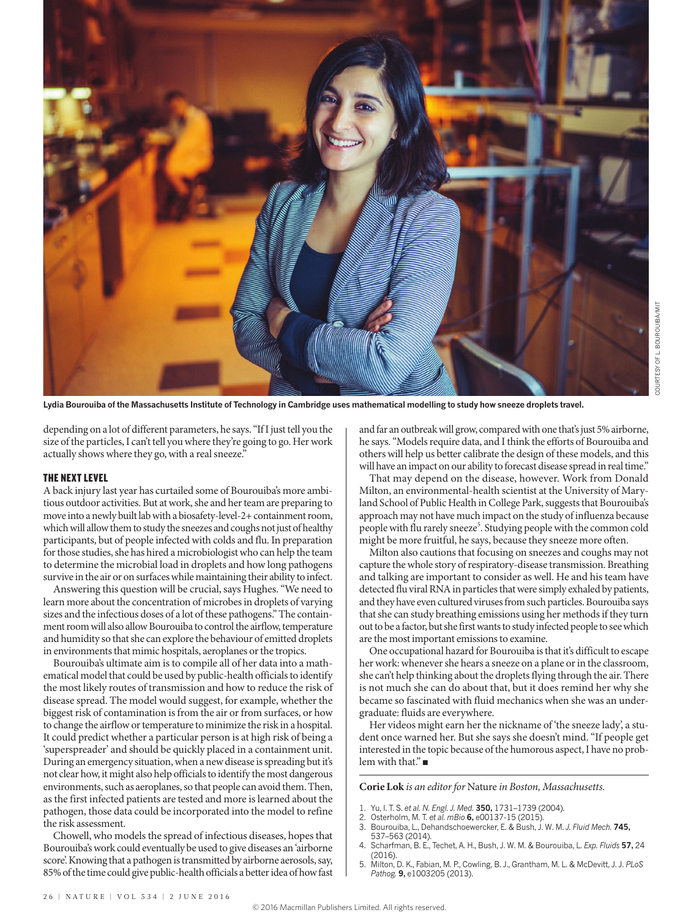Lydia Bourouiba of the Massachusetts Institute of Technology in Cambridge uses mathematical modelling to study how sneeze droplets travel.

depending on a lot of different parameters, he says. "If I just tell you the size of the particles, I can't tell you where they're going to go. Her work actually shows where they go, with a real sneeze."

## THE NEXT LEVEL

A back injury last year has curtailed some of Bourouiba's more ambitious outdoor activities. But at work, she and her team are preparing to move into a newly built lab with a biosafety-level-2+ containment room, which will allow them to study the sneezes and coughs not just of healthy participants, but of people infected with colds and flu. In preparation for those studies, she has hired a microbiologist who can help the team to determine the microbial load in droplets and how long pathogens survive in the air or on surfaces while maintaining their ability to infect.

Answering this question will be crucial, says Hughes. "We need to learn more about the concentration of microbes in droplets of varying sizes and the infectious doses of a lot of these pathogens." The containment room will also allow Bourouiba to control the airflow, temperature and humidity so that she can explore the behaviour of emitted droplets in environments that mimic hospitals, aeroplanes or the tropics.

Bourouiba's ultimate aim is to compile all of her data into a mathematical model that could be used by public-health officials to identify the most likely routes of transmission and how to reduce the risk of disease spread. The model would suggest, for example, whether the biggest risk of contamination is from the air or from surfaces, or how to change the airflow or temperature to minimize the risk in a hospital. It could predict whether a particular person is at high risk of being a 'superspreader' and should be quickly placed in a containment unit. During an emergency situation, when a new disease is spreading but it's not clear how, it might also help officials to identify the most dangerous environments, such as aeroplanes, so that people can avoid them. Then, as the first infected patients are tested and more is learned about the pathogen, those data could be incorporated into the model to refine the risk assessment.

Chowell, who models the spread of infectious diseases, hopes that Bourouiba's work could eventually be used to give diseases an 'airborne score'. Knowing that a pathogen is transmitted by airborne aerosols, say, 85% of the time could give public-health officials a better idea of how fast and far an outbreak will grow, compared with one that's just 5% airborne, he says. "Models require data, and I think the efforts of Bourouiba and others will help us better calibrate the design of these models, and this will have an impact on our ability to forecast disease spread in real time."

That may depend on the disease, however. Work from Donald Milton, an environmental-health scientist at the University of Maryland School of Public Health in College Park, suggests that Bourouiba's approach may not have much impact on the study of influenza because people with flu rarely sneeze[5]. Studying people with the common cold might be more fruitful, he says, because they sneeze more often.

Milton also cautions that focusing on sneezes and coughs may not capture the whole story of respiratory-disease transmission. Breathing and talking are important to consider as well. He and his team have detected flu viral RNA in particles that were simply exhaled by patients, and they have even cultured viruses from such particles. Bourouiba says that she can study breathing emissions using her methods if they turn out to be a factor, but she first wants to study infected people to see which are the most important emissions to examine.

One occupational hazard for Bourouiba is that it's difficult to escape her work: whenever she hears a sneeze on a plane or in the classroom, she can't help thinking about the droplets flying through the air. There is not much she can do about that, but it does remind her why she became so fascinated with fluid mechanics when she was an undergraduate: fluids are everywhere.

Her videos might earn her the nickname of 'the sneeze lady', a student once warned her. But she says she doesn't mind. "If people get interested in the topic because of the humorous aspect, I have no problem with that." ■

**Corie Lok** *is an editor for* Nature *in Boston, Massachusetts.*

1. Yu, I. T. S. *et al. N. Engl. J. Med.* **350,** 1731–1739 (2004).
2. Osterholm, M. T. *et al. mBio* **6,** e00137-15 (2015).
3. Bourouiba, L., Dehandschoewercker, E. & Bush, J. W. M. *J. Fluid Mech.* **745,** 537–563 (2014).
4. Scharfman, B. E., Techet, A. H., Bush, J. W. M. & Bourouiba, L. *Exp. Fluids* **57,** 24 (2016).
5. Milton, D. K., Fabian, M. P., Cowling, B. J., Grantham, M. L. & McDevitt, J. J. *PLoS Pathog.* **9,** e1003205 (2013).